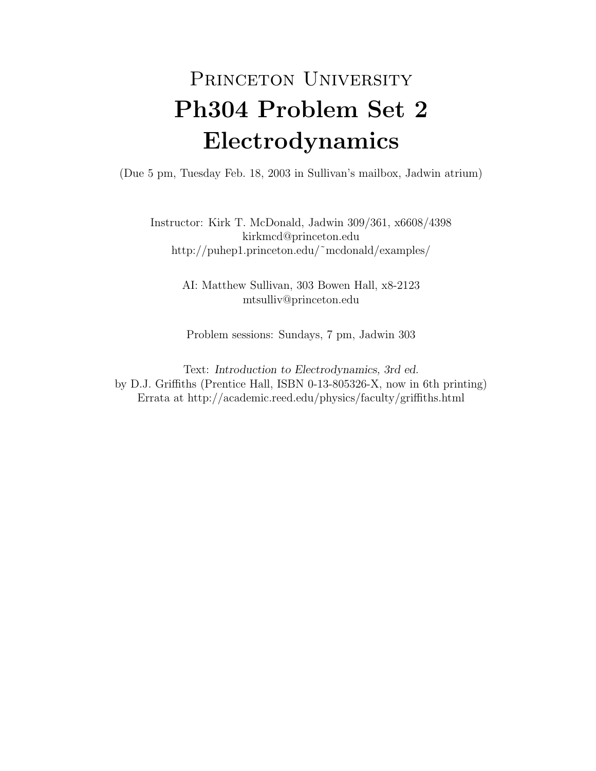# Princeton University

# Ph304 Problem Set 2

# Electrodynamics

(Due 5 pm, Tuesday Feb. 18, 2003 in Sullivan's mailbox, Jadwin atrium)

Instructor: Kirk T. McDonald, Jadwin 309/361, x6608/4398
kirkmcd@princeton.edu
http://puhep1.princeton.edu/~mcdonald/examples/

AI: Matthew Sullivan, 303 Bowen Hall, x8-2123
mtsulliv@princeton.edu

Problem sessions: Sundays, 7 pm, Jadwin 303

Text: *Introduction to Electrodynamics, 3rd ed.*
by D.J. Griffiths (Prentice Hall, ISBN 0-13-805326-X, now in 6th printing)
Errata at http://academic.reed.edu/physics/faculty/griffiths.html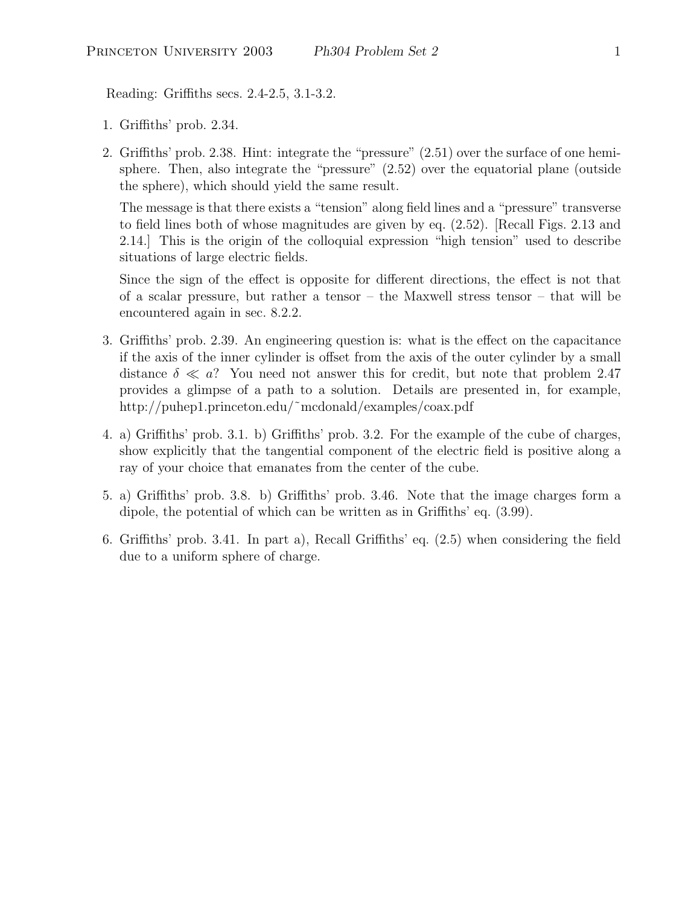Reading: Griffiths secs. 2.4-2.5, 3.1-3.2.

1. Griffiths' prob. 2.34.

2. Griffiths' prob. 2.38. Hint: integrate the "pressure" (2.51) over the surface of one hemisphere. Then, also integrate the "pressure" (2.52) over the equatorial plane (outside the sphere), which should yield the same result.

   The message is that there exists a "tension" along field lines and a "pressure" transverse to field lines both of whose magnitudes are given by eq. (2.52). [Recall Figs. 2.13 and 2.14.] This is the origin of the colloquial expression "high tension" used to describe situations of large electric fields.

   Since the sign of the effect is opposite for different directions, the effect is not that of a scalar pressure, but rather a tensor – the Maxwell stress tensor – that will be encountered again in sec. 8.2.2.

3. Griffiths' prob. 2.39. An engineering question is: what is the effect on the capacitance if the axis of the inner cylinder is offset from the axis of the outer cylinder by a small distance $\delta \ll a$? You need not answer this for credit, but note that problem 2.47 provides a glimpse of a path to a solution. Details are presented in, for example, http://puhep1.princeton.edu/~mcdonald/examples/coax.pdf

4. a) Griffiths' prob. 3.1. b) Griffiths' prob. 3.2. For the example of the cube of charges, show explicitly that the tangential component of the electric field is positive along a ray of your choice that emanates from the center of the cube.

5. a) Griffiths' prob. 3.8. b) Griffiths' prob. 3.46. Note that the image charges form a dipole, the potential of which can be written as in Griffiths' eq. (3.99).

6. Griffiths' prob. 3.41. In part a), Recall Griffiths' eq. (2.5) when considering the field due to a uniform sphere of charge.